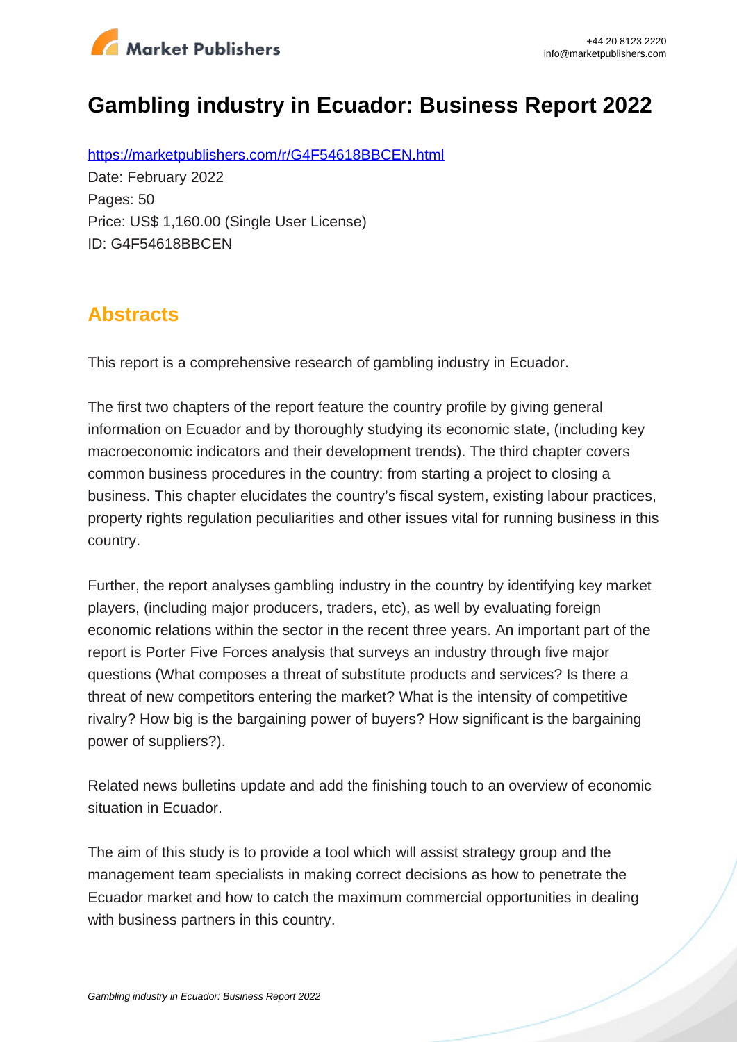# Gambling industry in Ecuador: Business Report 2022

https://marketpublishers.com/r/G4F54618BBCEN.html

Date: February 2022

Pages: 50

Price: US$ 1,160.00 (Single User License)

ID: G4F54618BBCEN

## Abstracts

This report is a comprehensive research of gambling industry in Ecuador.

The first two chapters of the report feature the country profile by giving general information on Ecuador and by thoroughly studying its economic state, (including key macroeconomic indicators and their development trends). The third chapter covers common business procedures in the country: from starting a project to closing a business. This chapter elucidates the country's fiscal system, existing labour practices, property rights regulation peculiarities and other issues vital for running business in this country.

Further, the report analyses gambling industry in the country by identifying key market players, (including major producers, traders, etc), as well by evaluating foreign economic relations within the sector in the recent three years. An important part of the report is Porter Five Forces analysis that surveys an industry through five major questions (What composes a threat of substitute products and services? Is there a threat of new competitors entering the market? What is the intensity of competitive rivalry? How big is the bargaining power of buyers? How significant is the bargaining power of suppliers?).

Related news bulletins update and add the finishing touch to an overview of economic situation in Ecuador.

The aim of this study is to provide a tool which will assist strategy group and the management team specialists in making correct decisions as how to penetrate the Ecuador market and how to catch the maximum commercial opportunities in dealing with business partners in this country.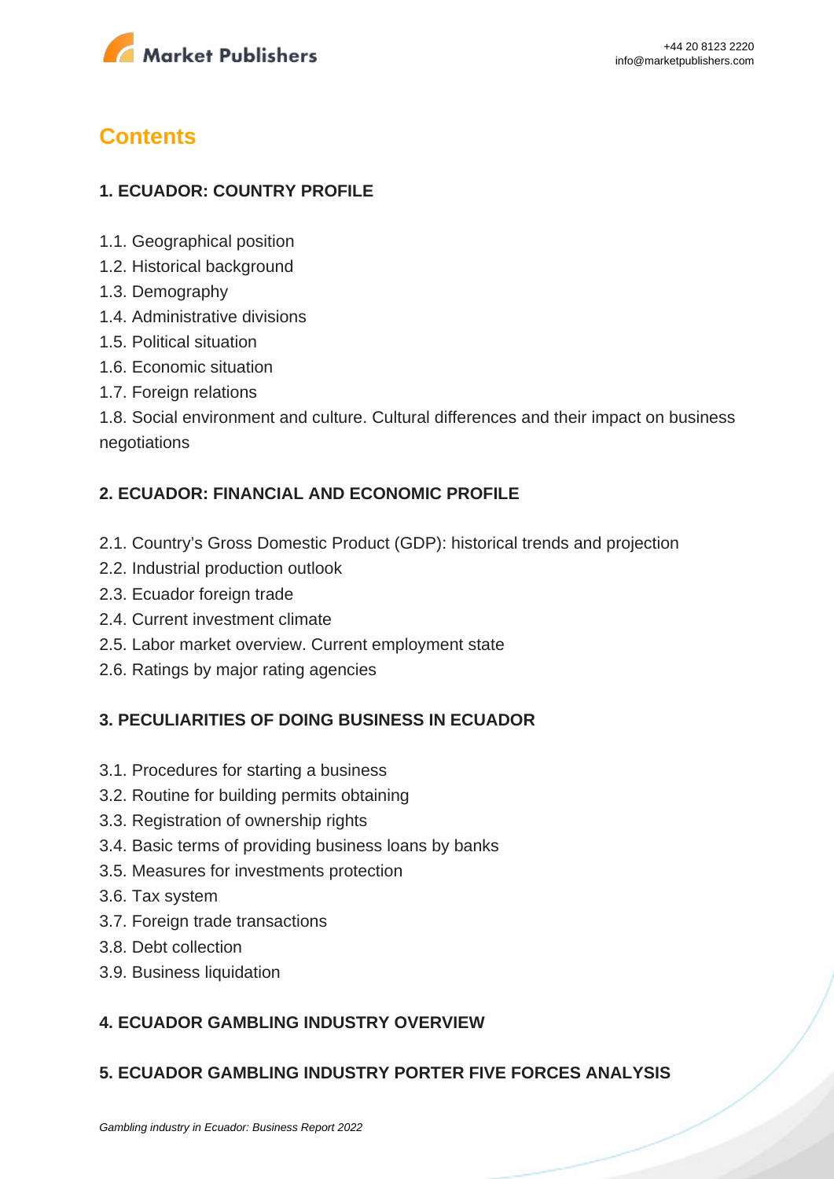## Contents

### 1. ECUADOR: COUNTRY PROFILE

1.1. Geographical position
1.2. Historical background
1.3. Demography
1.4. Administrative divisions
1.5. Political situation
1.6. Economic situation
1.7. Foreign relations
1.8. Social environment and culture. Cultural differences and their impact on business negotiations

### 2. ECUADOR: FINANCIAL AND ECONOMIC PROFILE

2.1. Country's Gross Domestic Product (GDP): historical trends and projection
2.2. Industrial production outlook
2.3. Ecuador foreign trade
2.4. Current investment climate
2.5. Labor market overview. Current employment state
2.6. Ratings by major rating agencies

### 3. PECULIARITIES OF DOING BUSINESS IN ECUADOR

3.1. Procedures for starting a business
3.2. Routine for building permits obtaining
3.3. Registration of ownership rights
3.4. Basic terms of providing business loans by banks
3.5. Measures for investments protection
3.6. Tax system
3.7. Foreign trade transactions
3.8. Debt collection
3.9. Business liquidation

### 4. ECUADOR GAMBLING INDUSTRY OVERVIEW

### 5. ECUADOR GAMBLING INDUSTRY PORTER FIVE FORCES ANALYSIS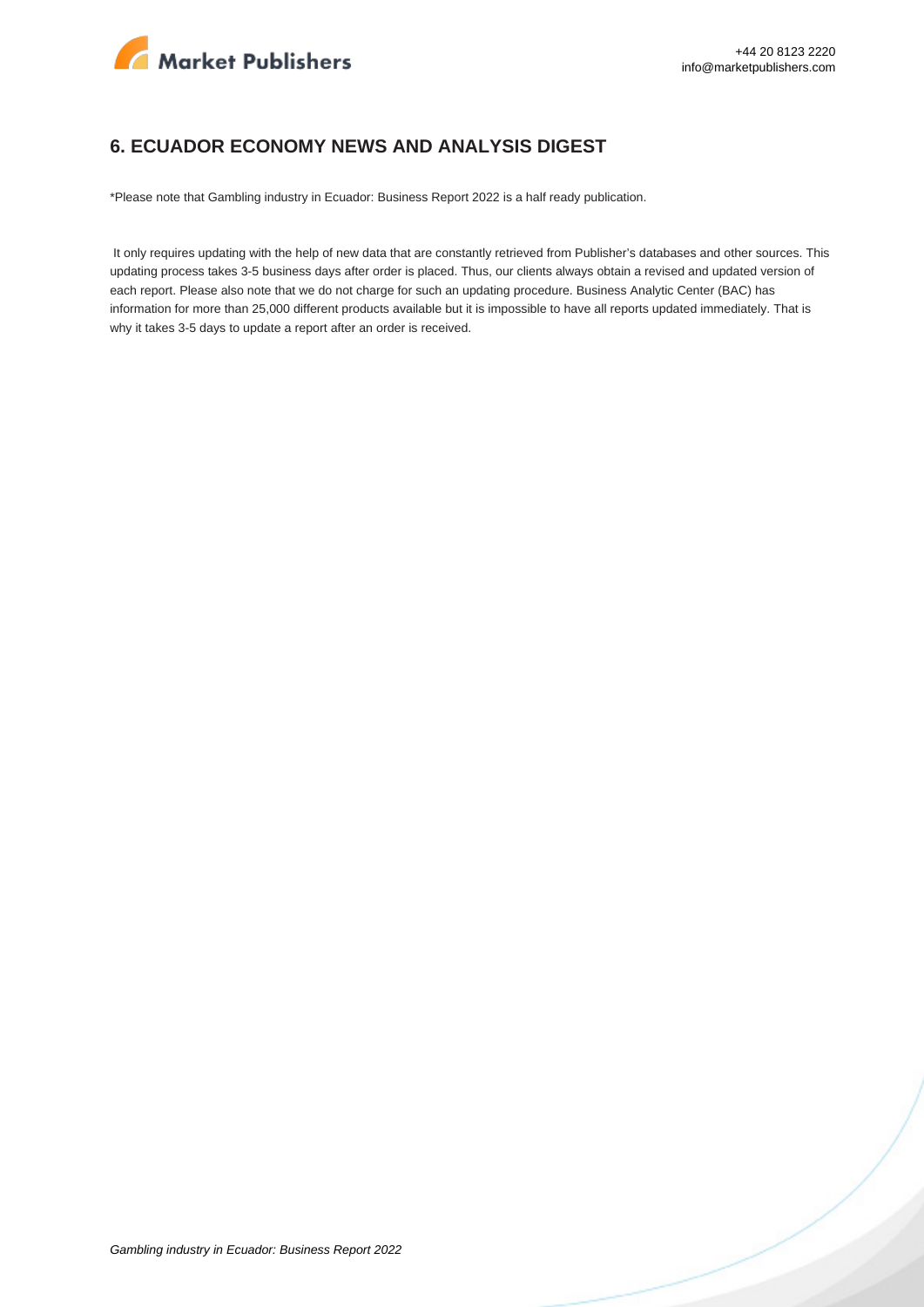## 6. ECUADOR ECONOMY NEWS AND ANALYSIS DIGEST

*Please note that Gambling industry in Ecuador: Business Report 2022 is a half ready publication.

It only requires updating with the help of new data that are constantly retrieved from Publisher's databases and other sources. This updating process takes 3-5 business days after order is placed. Thus, our clients always obtain a revised and updated version of each report. Please also note that we do not charge for such an updating procedure. Business Analytic Center (BAC) has information for more than 25,000 different products available but it is impossible to have all reports updated immediately. That is why it takes 3-5 days to update a report after an order is received.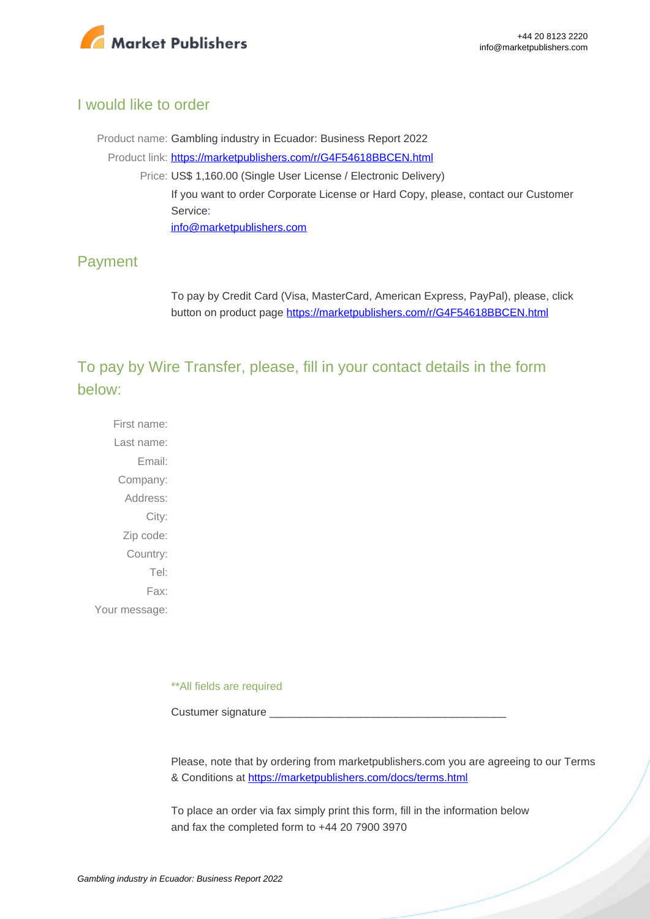## I would like to order

Product name: Gambling industry in Ecuador: Business Report 2022

Product link: [https://marketpublishers.com/r/G4F54618BBCEN.html](https://marketpublishers.com/r/G4F54618BBCEN.html)

Price: US$ 1,160.00 (Single User License / Electronic Delivery)

If you want to order Corporate License or Hard Copy, please, contact our Customer Service:

[info@marketpublishers.com](mailto:info@marketpublishers.com)

## Payment

To pay by Credit Card (Visa, MasterCard, American Express, PayPal), please, click button on product page [https://marketpublishers.com/r/G4F54618BBCEN.html](https://marketpublishers.com/r/G4F54618BBCEN.html)

## To pay by Wire Transfer, please, fill in your contact details in the form below:

First name:

Last name:

Email:

Company:

Address:

City:

Zip code:

Country:

Tel:

Fax:

Your message:

**All fields are required

Custumer signature _______________________________________

Please, note that by ordering from marketpublishers.com you are agreeing to our Terms & Conditions at [https://marketpublishers.com/docs/terms.html](https://marketpublishers.com/docs/terms.html)

To place an order via fax simply print this form, fill in the information below and fax the completed form to +44 20 7900 3970